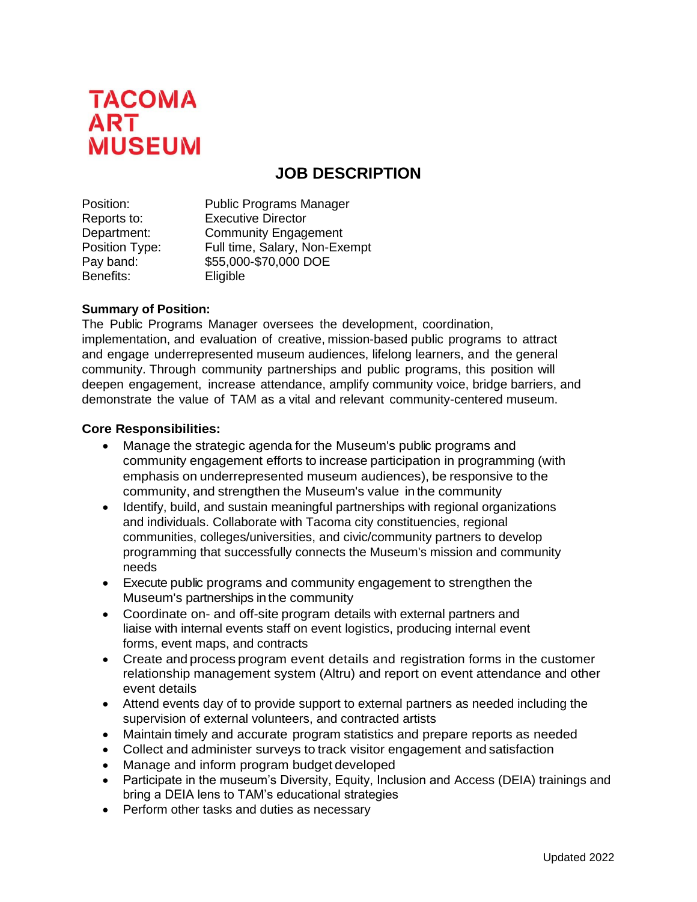**TACOMA ART MUSEUM**

# JOB DESCRIPTION

| | |
|---|---|
| Position: | Public Programs Manager |
| Reports to: | Executive Director |
| Department: | Community Engagement |
| Position Type: | Full time, Salary, Non-Exempt |
| Pay band: | $55,000-$70,000 DOE |
| Benefits: | Eligible |

**Summary of Position:**

The Public Programs Manager oversees the development, coordination, implementation, and evaluation of creative, mission-based public programs to attract and engage underrepresented museum audiences, lifelong learners, and the general community. Through community partnerships and public programs, this position will deepen engagement, increase attendance, amplify community voice, bridge barriers, and demonstrate the value of TAM as a vital and relevant community-centered museum.

**Core Responsibilities:**

- Manage the strategic agenda for the Museum's public programs and community engagement efforts to increase participation in programming (with emphasis on underrepresented museum audiences), be responsive to the community, and strengthen the Museum's value in the community
- Identify, build, and sustain meaningful partnerships with regional organizations and individuals. Collaborate with Tacoma city constituencies, regional communities, colleges/universities, and civic/community partners to develop programming that successfully connects the Museum's mission and community needs
- Execute public programs and community engagement to strengthen the Museum's partnerships in the community
- Coordinate on- and off-site program details with external partners and liaise with internal events staff on event logistics, producing internal event forms, event maps, and contracts
- Create and process program event details and registration forms in the customer relationship management system (Altru) and report on event attendance and other event details
- Attend events day of to provide support to external partners as needed including the supervision of external volunteers, and contracted artists
- Maintain timely and accurate program statistics and prepare reports as needed
- Collect and administer surveys to track visitor engagement and satisfaction
- Manage and inform program budget developed
- Participate in the museum's Diversity, Equity, Inclusion and Access (DEIA) trainings and bring a DEIA lens to TAM's educational strategies
- Perform other tasks and duties as necessary

Updated 2022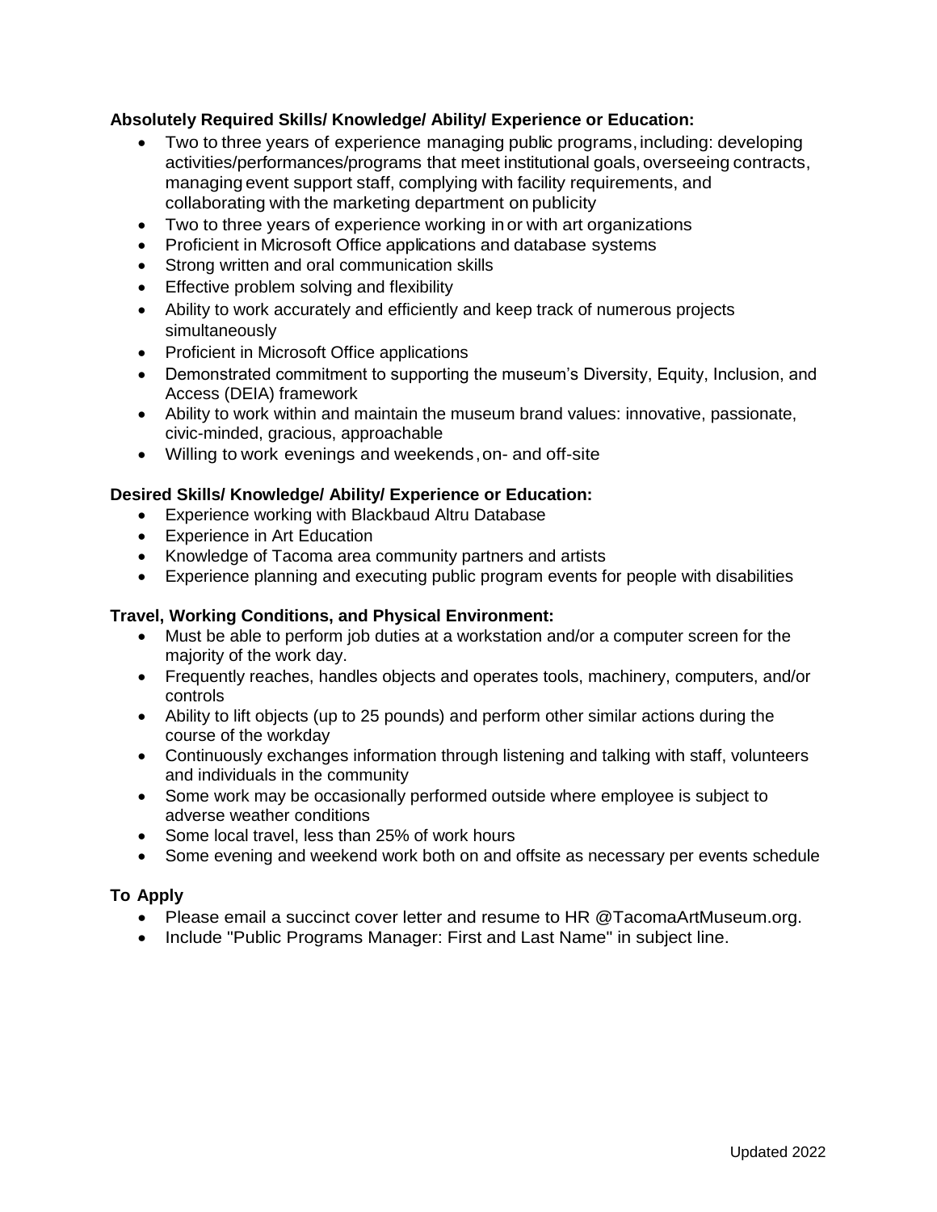**Absolutely Required Skills/ Knowledge/ Ability/ Experience or Education:**

- Two to three years of experience managing public programs, including: developing activities/performances/programs that meet institutional goals, overseeing contracts, managing event support staff, complying with facility requirements, and collaborating with the marketing department on publicity
- Two to three years of experience working in or with art organizations
- Proficient in Microsoft Office applications and database systems
- Strong written and oral communication skills
- Effective problem solving and flexibility
- Ability to work accurately and efficiently and keep track of numerous projects simultaneously
- Proficient in Microsoft Office applications
- Demonstrated commitment to supporting the museum's Diversity, Equity, Inclusion, and Access (DEIA) framework
- Ability to work within and maintain the museum brand values: innovative, passionate, civic-minded, gracious, approachable
- Willing to work evenings and weekends, on- and off-site

**Desired Skills/ Knowledge/ Ability/ Experience or Education:**

- Experience working with Blackbaud Altru Database
- Experience in Art Education
- Knowledge of Tacoma area community partners and artists
- Experience planning and executing public program events for people with disabilities

**Travel, Working Conditions, and Physical Environment:**

- Must be able to perform job duties at a workstation and/or a computer screen for the majority of the work day.
- Frequently reaches, handles objects and operates tools, machinery, computers, and/or controls
- Ability to lift objects (up to 25 pounds) and perform other similar actions during the course of the workday
- Continuously exchanges information through listening and talking with staff, volunteers and individuals in the community
- Some work may be occasionally performed outside where employee is subject to adverse weather conditions
- Some local travel, less than 25% of work hours
- Some evening and weekend work both on and offsite as necessary per events schedule

**To Apply**

- Please email a succinct cover letter and resume to HR @TacomaArtMuseum.org.
- Include "Public Programs Manager: First and Last Name" in subject line.

Updated 2022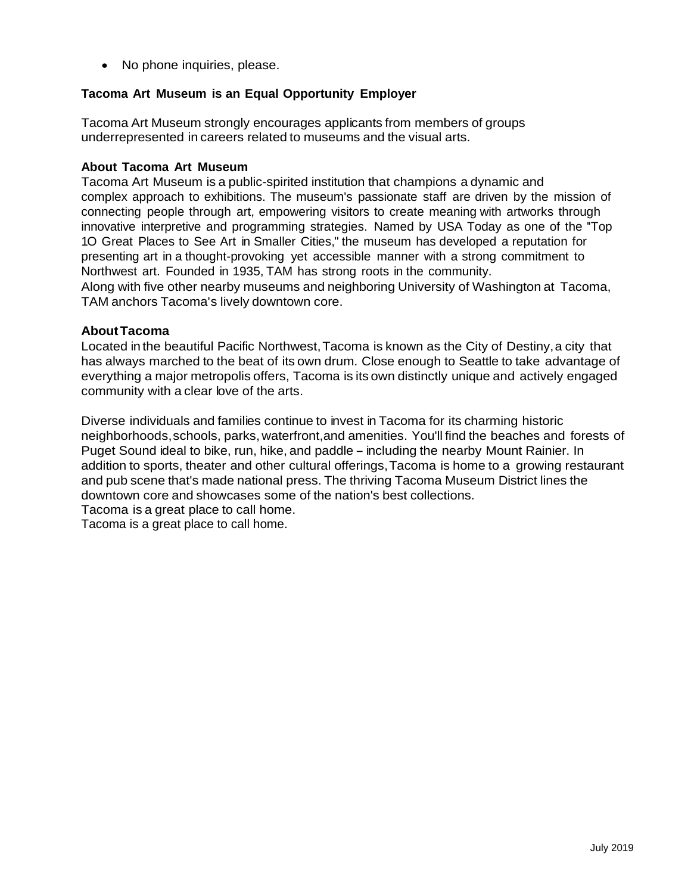- No phone inquiries, please.

**Tacoma Art Museum is an Equal Opportunity Employer**

Tacoma Art Museum strongly encourages applicants from members of groups underrepresented in careers related to museums and the visual arts.

**About Tacoma Art Museum**

Tacoma Art Museum is a public-spirited institution that champions a dynamic and complex approach to exhibitions. The museum's passionate staff are driven by the mission of connecting people through art, empowering visitors to create meaning with artworks through innovative interpretive and programming strategies. Named by USA Today as one of the "Top 1O Great Places to See Art in Smaller Cities," the museum has developed a reputation for presenting art in a thought-provoking yet accessible manner with a strong commitment to Northwest art. Founded in 1935, TAM has strong roots in the community.
Along with five other nearby museums and neighboring University of Washington at Tacoma, TAM anchors Tacoma's lively downtown core.

**About Tacoma**

Located in the beautiful Pacific Northwest, Tacoma is known as the City of Destiny, a city that has always marched to the beat of its own drum. Close enough to Seattle to take advantage of everything a major metropolis offers, Tacoma is its own distinctly unique and actively engaged community with a clear love of the arts.

Diverse individuals and families continue to invest in Tacoma for its charming historic neighborhoods, schools, parks, waterfront, and amenities. You'll find the beaches and forests of Puget Sound ideal to bike, run, hike, and paddle – including the nearby Mount Rainier. In addition to sports, theater and other cultural offerings, Tacoma is home to a growing restaurant and pub scene that's made national press. The thriving Tacoma Museum District lines the downtown core and showcases some of the nation's best collections.
Tacoma is a great place to call home.
Tacoma is a great place to call home.

July 2019